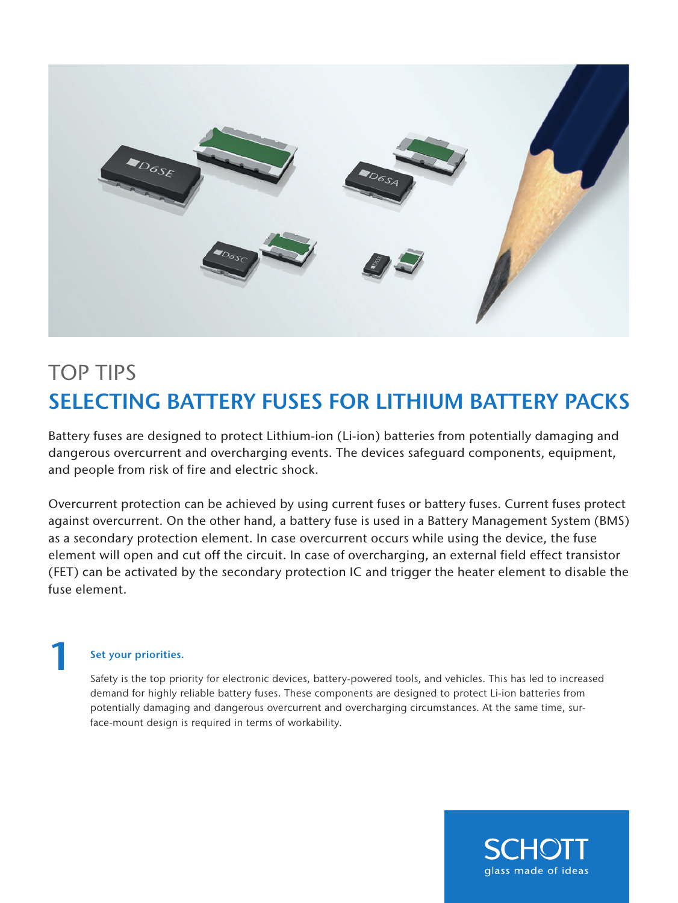# TOP TIPS

## SELECTING BATTERY FUSES FOR LITHIUM BATTERY PACKS

Battery fuses are designed to protect Lithium-ion (Li-ion) batteries from potentially damaging and dangerous overcurrent and overcharging events. The devices safeguard components, equipment, and people from risk of fire and electric shock.

Overcurrent protection can be achieved by using current fuses or battery fuses. Current fuses protect against overcurrent. On the other hand, a battery fuse is used in a Battery Management System (BMS) as a secondary protection element. In case overcurrent occurs while using the device, the fuse element will open and cut off the circuit. In case of overcharging, an external field effect transistor (FET) can be activated by the secondary protection IC and trigger the heater element to disable the fuse element.

### 1 Set your priorities.

Safety is the top priority for electronic devices, battery-powered tools, and vehicles. This has led to increased demand for highly reliable battery fuses. These components are designed to protect Li-ion batteries from potentially damaging and dangerous overcurrent and overcharging circumstances. At the same time, surface-mount design is required in terms of workability.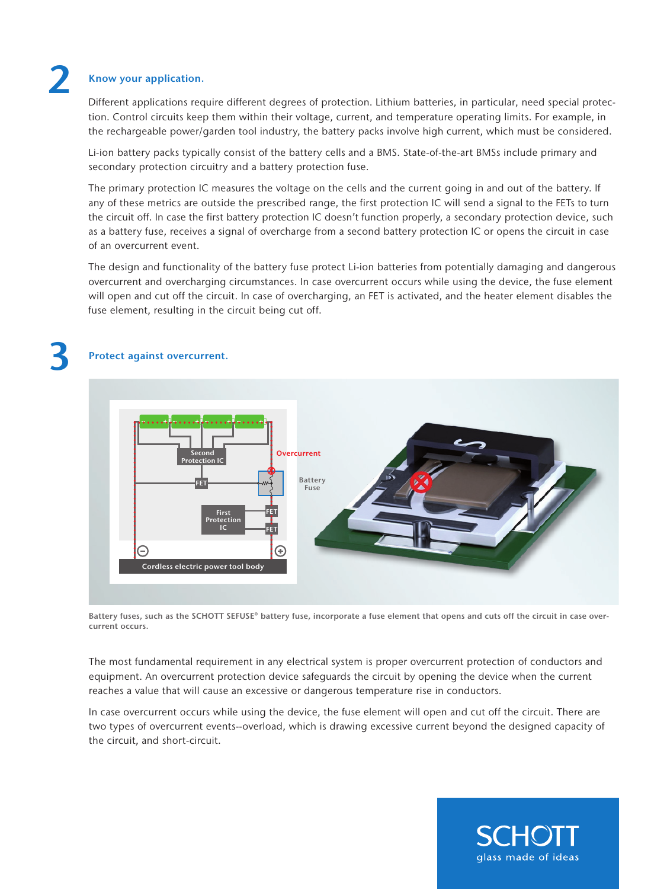## 2 Know your application.

Different applications require different degrees of protection. Lithium batteries, in particular, need special protection. Control circuits keep them within their voltage, current, and temperature operating limits. For example, in the rechargeable power/garden tool industry, the battery packs involve high current, which must be considered.

Li-ion battery packs typically consist of the battery cells and a BMS. State-of-the-art BMSs include primary and secondary protection circuitry and a battery protection fuse.

The primary protection IC measures the voltage on the cells and the current going in and out of the battery. If any of these metrics are outside the prescribed range, the first protection IC will send a signal to the FETs to turn the circuit off. In case the first battery protection IC doesn't function properly, a secondary protection device, such as a battery fuse, receives a signal of overcharge from a second battery protection IC or opens the circuit in case of an overcurrent event.

The design and functionality of the battery fuse protect Li-ion batteries from potentially damaging and dangerous overcurrent and overcharging circumstances. In case overcurrent occurs while using the device, the fuse element will open and cut off the circuit. In case of overcharging, an FET is activated, and the heater element disables the fuse element, resulting in the circuit being cut off.

## 3 Protect against overcurrent.

Battery fuses, such as the SCHOTT SEFUSE® battery fuse, incorporate a fuse element that opens and cuts off the circuit in case overcurrent occurs.

The most fundamental requirement in any electrical system is proper overcurrent protection of conductors and equipment. An overcurrent protection device safeguards the circuit by opening the device when the current reaches a value that will cause an excessive or dangerous temperature rise in conductors.

In case overcurrent occurs while using the device, the fuse element will open and cut off the circuit. There are two types of overcurrent events--overload, which is drawing excessive current beyond the designed capacity of the circuit, and short-circuit.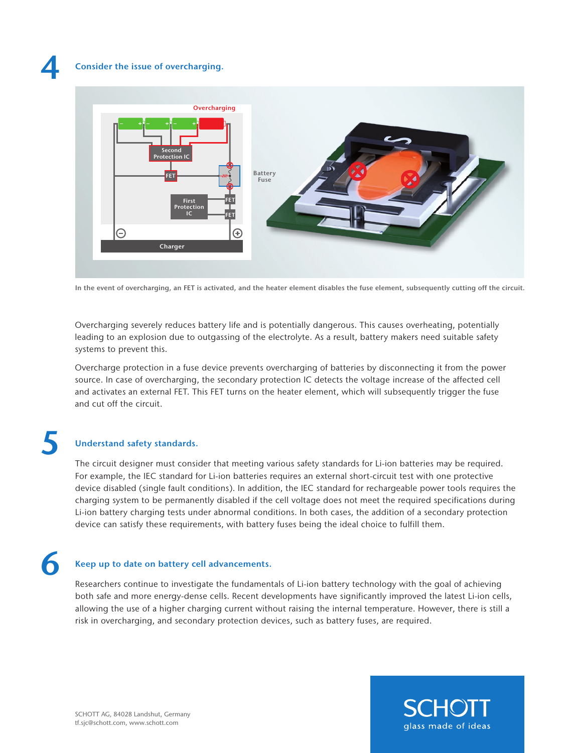## 4 Consider the issue of overcharging.

Overcharging

Second Protection IC

FET

First Protection IC

FET

FET

Charger

Battery Fuse

In the event of overcharging, an FET is activated, and the heater element disables the fuse element, subsequently cutting off the circuit.

Overcharging severely reduces battery life and is potentially dangerous. This causes overheating, potentially leading to an explosion due to outgassing of the electrolyte. As a result, battery makers need suitable safety systems to prevent this.

Overcharge protection in a fuse device prevents overcharging of batteries by disconnecting it from the power source. In case of overcharging, the secondary protection IC detects the voltage increase of the affected cell and activates an external FET. This FET turns on the heater element, which will subsequently trigger the fuse and cut off the circuit.

## 5 Understand safety standards.

The circuit designer must consider that meeting various safety standards for Li-ion batteries may be required. For example, the IEC standard for Li-ion batteries requires an external short-circuit test with one protective device disabled (single fault conditions). In addition, the IEC standard for rechargeable power tools requires the charging system to be permanently disabled if the cell voltage does not meet the required specifications during Li-ion battery charging tests under abnormal conditions. In both cases, the addition of a secondary protection device can satisfy these requirements, with battery fuses being the ideal choice to fulfill them.

## 6 Keep up to date on battery cell advancements.

Researchers continue to investigate the fundamentals of Li-ion battery technology with the goal of achieving both safe and more energy-dense cells. Recent developments have significantly improved the latest Li-ion cells, allowing the use of a higher charging current without raising the internal temperature. However, there is still a risk in overcharging, and secondary protection devices, such as battery fuses, are required.

SCHOTT AG, 84028 Landshut, Germany
tf.sjc@schott.com, www.schott.com

SCHOTT
glass made of ideas